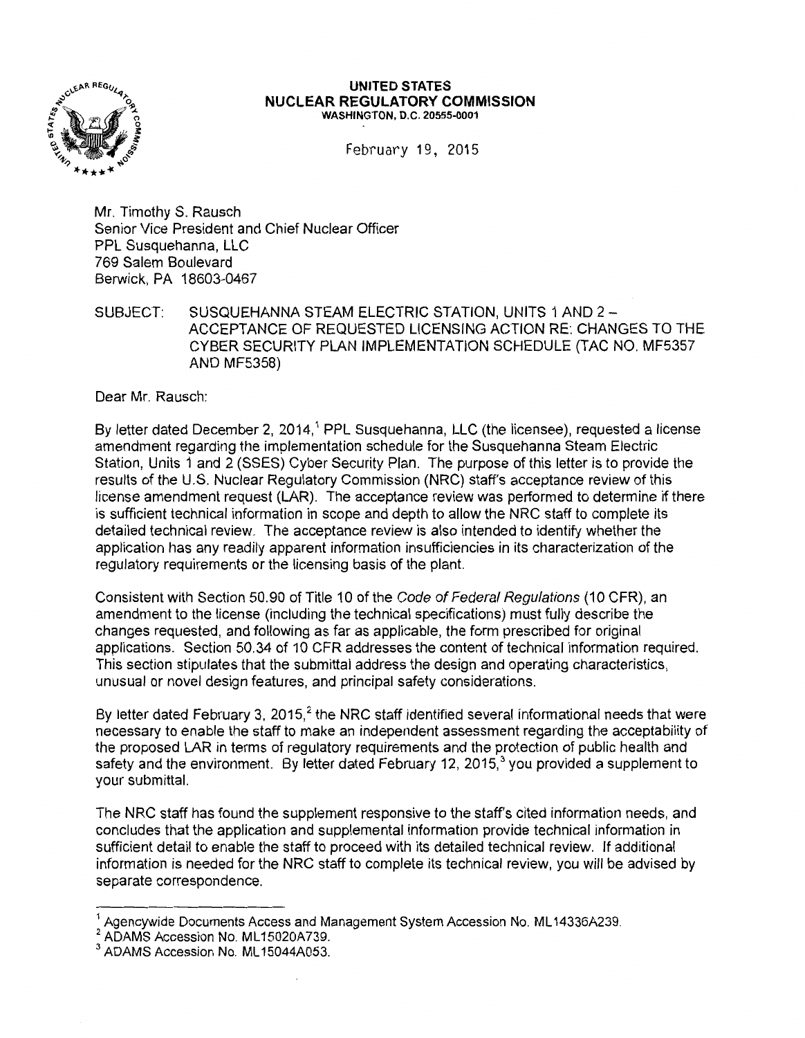**UNITED STATES**
**NUCLEAR REGULATORY COMMISSION**
WASHINGTON, D.C. 20555-0001

February 19, 2015

Mr. Timothy S. Rausch
Senior Vice President and Chief Nuclear Officer
PPL Susquehanna, LLC
769 Salem Boulevard
Berwick, PA 18603-0467

SUBJECT: SUSQUEHANNA STEAM ELECTRIC STATION, UNITS 1 AND 2 – ACCEPTANCE OF REQUESTED LICENSING ACTION RE: CHANGES TO THE CYBER SECURITY PLAN IMPLEMENTATION SCHEDULE (TAC NO. MF5357 AND MF5358)

Dear Mr. Rausch:

By letter dated December 2, 2014,[1] PPL Susquehanna, LLC (the licensee), requested a license amendment regarding the implementation schedule for the Susquehanna Steam Electric Station, Units 1 and 2 (SSES) Cyber Security Plan. The purpose of this letter is to provide the results of the U.S. Nuclear Regulatory Commission (NRC) staff's acceptance review of this license amendment request (LAR). The acceptance review was performed to determine if there is sufficient technical information in scope and depth to allow the NRC staff to complete its detailed technical review. The acceptance review is also intended to identify whether the application has any readily apparent information insufficiencies in its characterization of the regulatory requirements or the licensing basis of the plant.

Consistent with Section 50.90 of Title 10 of the *Code of Federal Regulations* (10 CFR), an amendment to the license (including the technical specifications) must fully describe the changes requested, and following as far as applicable, the form prescribed for original applications. Section 50.34 of 10 CFR addresses the content of technical information required. This section stipulates that the submittal address the design and operating characteristics, unusual or novel design features, and principal safety considerations.

By letter dated February 3, 2015,[2] the NRC staff identified several informational needs that were necessary to enable the staff to make an independent assessment regarding the acceptability of the proposed LAR in terms of regulatory requirements and the protection of public health and safety and the environment. By letter dated February 12, 2015,[3] you provided a supplement to your submittal.

The NRC staff has found the supplement responsive to the staff's cited information needs, and concludes that the application and supplemental information provide technical information in sufficient detail to enable the staff to proceed with its detailed technical review. If additional information is needed for the NRC staff to complete its technical review, you will be advised by separate correspondence.

---

[1] Agencywide Documents Access and Management System Accession No. ML14336A239.
[2] ADAMS Accession No. ML15020A739.
[3] ADAMS Accession No. ML15044A053.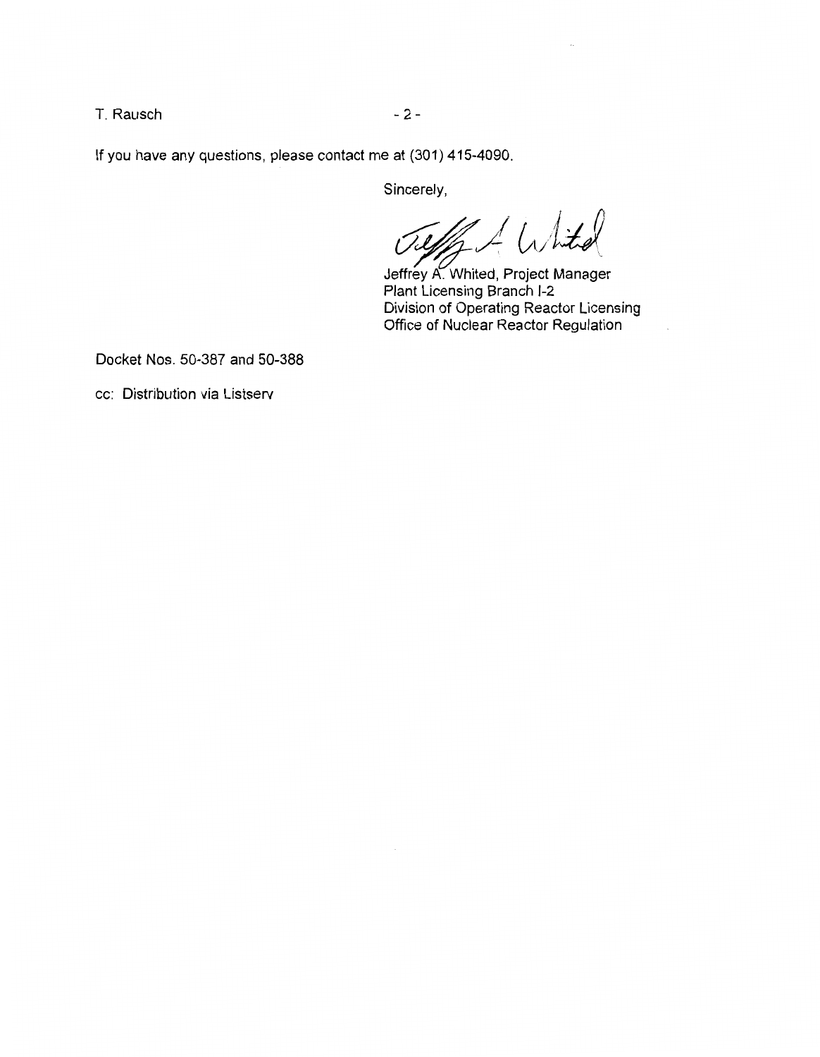If you have any questions, please contact me at (301) 415-4090.

Sincerely,

Jeffrey A. Whited, Project Manager
Plant Licensing Branch I-2
Division of Operating Reactor Licensing
Office of Nuclear Reactor Regulation

Docket Nos. 50-387 and 50-388

cc: Distribution via Listserv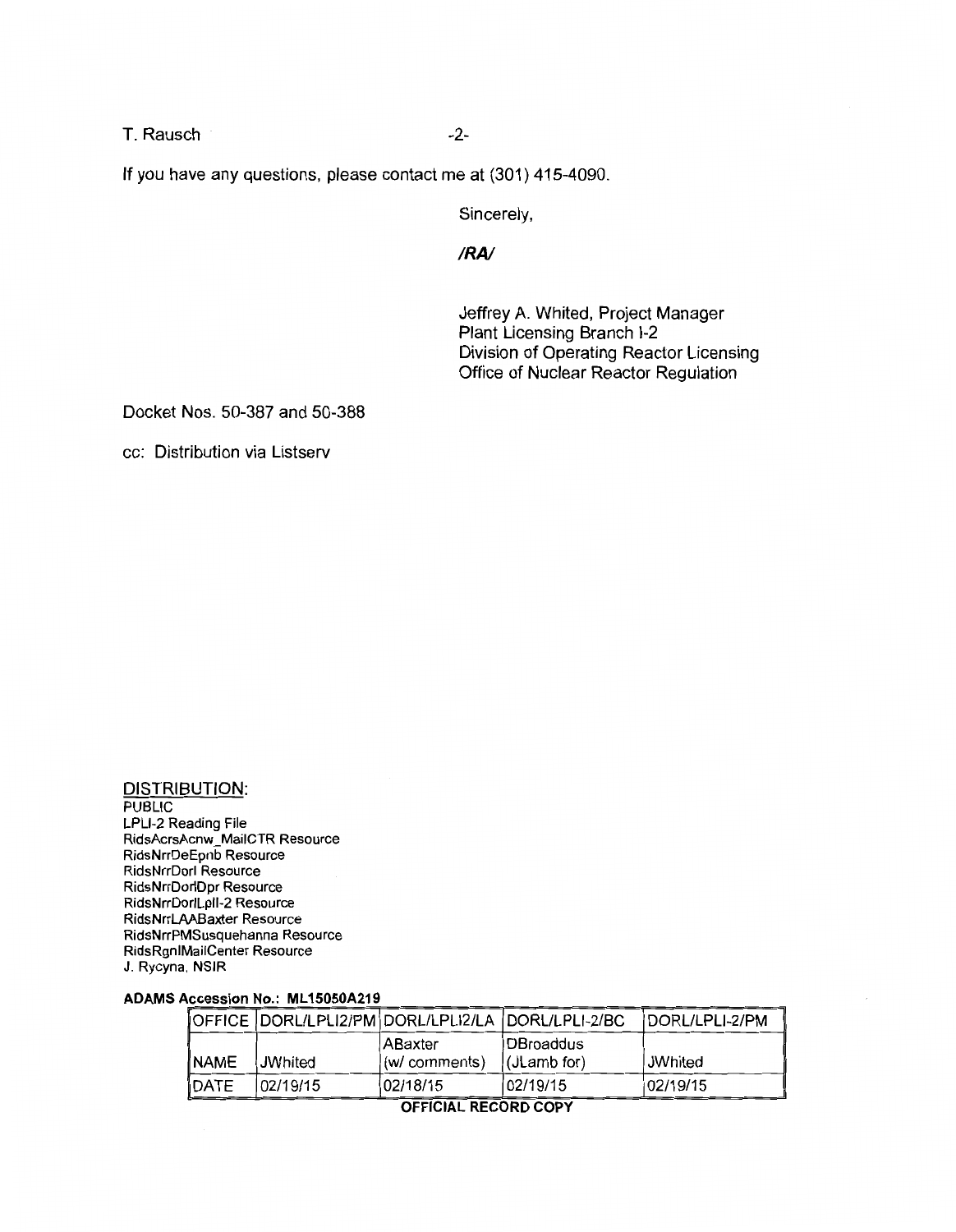If you have any questions, please contact me at (301) 415-4090.

Sincerely,

***/RA/***

Jeffrey A. Whited, Project Manager
Plant Licensing Branch I-2
Division of Operating Reactor Licensing
Office of Nuclear Reactor Regulation

Docket Nos. 50-387 and 50-388

cc: Distribution via Listserv

DISTRIBUTION:
PUBLIC
LPLI-2 Reading File
RidsAcrsAcnw_MailCTR Resource
RidsNrrDeEpnb Resource
RidsNrrDorl Resource
RidsNrrDorlDpr Resource
RidsNrrDorlLpll-2 Resource
RidsNrrLAABaxter Resource
RidsNrrPMSusquehanna Resource
RidsRgnlMailCenter Resource
J. Rycyna, NSIR

**ADAMS Accession No.: ML15050A219**

| OFFICE | DORL/LPLI2/PM | DORL/LPLI2/LA | DORL/LPLI-2/BC | DORL/LPLI-2/PM |
|---|---|---|---|---|
| NAME | JWhited | ABaxter (w/ comments) | DBroaddus (JLamb for) | JWhited |
| DATE | 02/19/15 | 02/18/15 | 02/19/15 | 02/19/15 |

**OFFICIAL RECORD COPY**